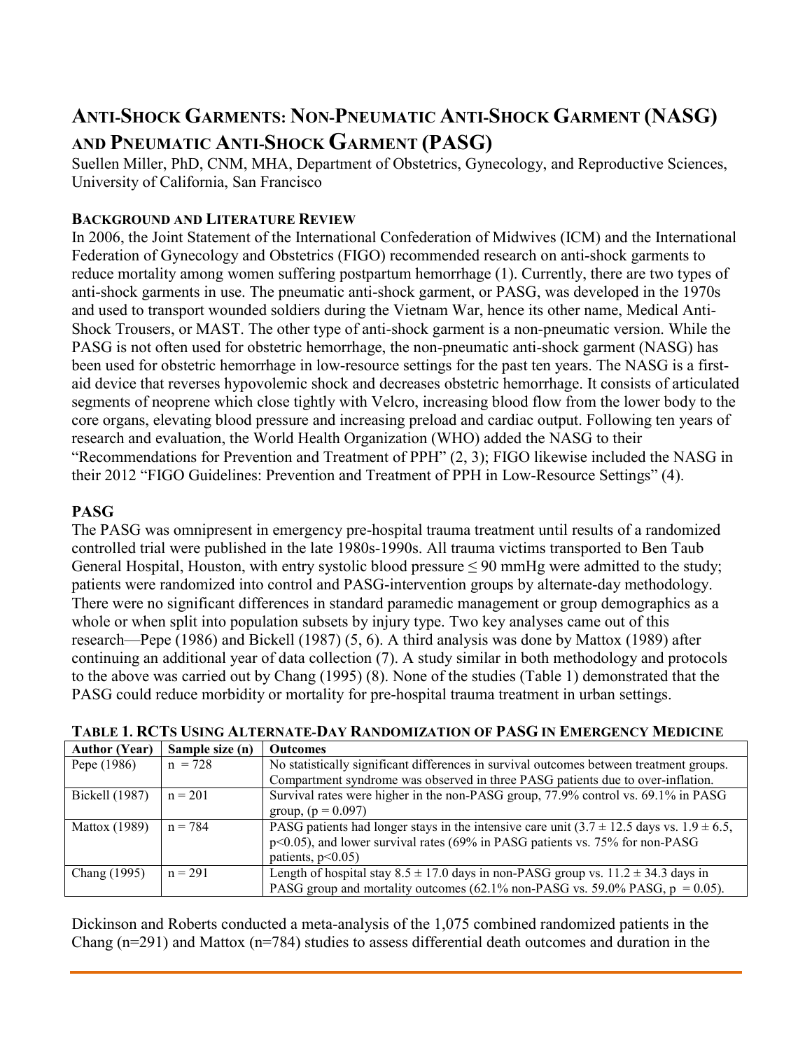# Anti-Shock Garments: Non-Pneumatic Anti-Shock Garment (NASG) and Pneumatic Anti-Shock Garment (PASG)

Suellen Miller, PhD, CNM, MHA, Department of Obstetrics, Gynecology, and Reproductive Sciences, University of California, San Francisco

## Background and Literature Review

In 2006, the Joint Statement of the International Confederation of Midwives (ICM) and the International Federation of Gynecology and Obstetrics (FIGO) recommended research on anti-shock garments to reduce mortality among women suffering postpartum hemorrhage (1). Currently, there are two types of anti-shock garments in use. The pneumatic anti-shock garment, or PASG, was developed in the 1970s and used to transport wounded soldiers during the Vietnam War, hence its other name, Medical Anti-Shock Trousers, or MAST. The other type of anti-shock garment is a non-pneumatic version. While the PASG is not often used for obstetric hemorrhage, the non-pneumatic anti-shock garment (NASG) has been used for obstetric hemorrhage in low-resource settings for the past ten years. The NASG is a first-aid device that reverses hypovolemic shock and decreases obstetric hemorrhage. It consists of articulated segments of neoprene which close tightly with Velcro, increasing blood flow from the lower body to the core organs, elevating blood pressure and increasing preload and cardiac output. Following ten years of research and evaluation, the World Health Organization (WHO) added the NASG to their "Recommendations for Prevention and Treatment of PPH" (2, 3); FIGO likewise included the NASG in their 2012 "FIGO Guidelines: Prevention and Treatment of PPH in Low-Resource Settings" (4).

## PASG

The PASG was omnipresent in emergency pre-hospital trauma treatment until results of a randomized controlled trial were published in the late 1980s-1990s. All trauma victims transported to Ben Taub General Hospital, Houston, with entry systolic blood pressure ≤ 90 mmHg were admitted to the study; patients were randomized into control and PASG-intervention groups by alternate-day methodology. There were no significant differences in standard paramedic management or group demographics as a whole or when split into population subsets by injury type. Two key analyses came out of this research—Pepe (1986) and Bickell (1987) (5, 6). A third analysis was done by Mattox (1989) after continuing an additional year of data collection (7). A study similar in both methodology and protocols to the above was carried out by Chang (1995) (8). None of the studies (Table 1) demonstrated that the PASG could reduce morbidity or mortality for pre-hospital trauma treatment in urban settings.

**Table 1. RCTs Using Alternate-Day Randomization of PASG in Emergency Medicine**

| Author (Year) | Sample size (n) | Outcomes |
|---|---|---|
| Pepe (1986) | n = 728 | No statistically significant differences in survival outcomes between treatment groups. Compartment syndrome was observed in three PASG patients due to over-inflation. |
| Bickell (1987) | n = 201 | Survival rates were higher in the non-PASG group, 77.9% control vs. 69.1% in PASG group, ($p = 0.097$) |
| Mattox (1989) | n = 784 | PASG patients had longer stays in the intensive care unit (3.7 ± 12.5 days vs. 1.9 ± 6.5, $p<0.05$), and lower survival rates (69% in PASG patients vs. 75% for non-PASG patients, $p<0.05$) |
| Chang (1995) | n = 291 | Length of hospital stay 8.5 ± 17.0 days in non-PASG group vs. 11.2 ± 34.3 days in PASG group and mortality outcomes (62.1% non-PASG vs. 59.0% PASG, $p = 0.05$). |

Dickinson and Roberts conducted a meta-analysis of the 1,075 combined randomized patients in the Chang (n=291) and Mattox (n=784) studies to assess differential death outcomes and duration in the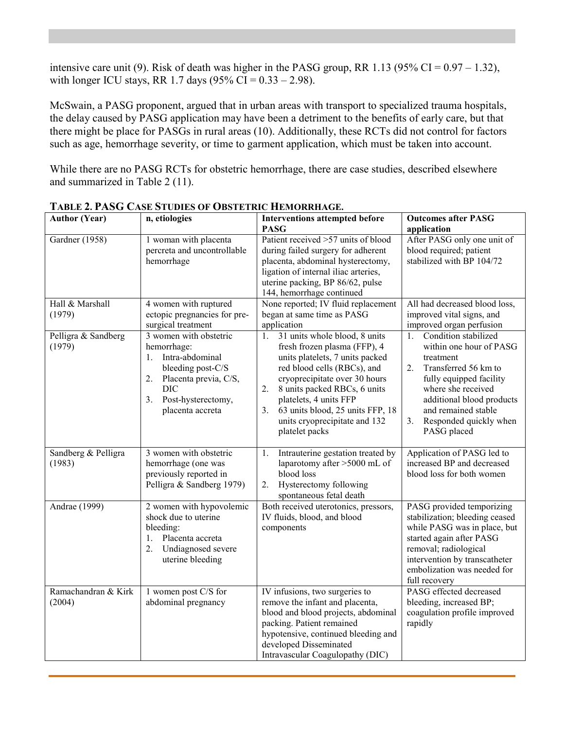intensive care unit (9). Risk of death was higher in the PASG group, RR 1.13 (95% CI = 0.97 – 1.32), with longer ICU stays, RR 1.7 days (95% CI = 0.33 – 2.98).

McSwain, a PASG proponent, argued that in urban areas with transport to specialized trauma hospitals, the delay caused by PASG application may have been a detriment to the benefits of early care, but that there might be place for PASGs in rural areas (10). Additionally, these RCTs did not control for factors such as age, hemorrhage severity, or time to garment application, which must be taken into account.

While there are no PASG RCTs for obstetric hemorrhage, there are case studies, described elsewhere and summarized in Table 2 (11).

**TABLE 2. PASG CASE STUDIES OF OBSTETRIC HEMORRHAGE.**

| Author (Year) | n, etiologies | Interventions attempted before PASG | Outcomes after PASG application |
|---|---|---|---|
| Gardner (1958) | 1 woman with placenta percreta and uncontrollable hemorrhage | Patient received >57 units of blood during failed surgery for adherent placenta, abdominal hysterectomy, ligation of internal iliac arteries, uterine packing, BP 86/62, pulse 144, hemorrhage continued | After PASG only one unit of blood required; patient stabilized with BP 104/72 |
| Hall & Marshall (1979) | 4 women with ruptured ectopic pregnancies for pre-surgical treatment | None reported; IV fluid replacement began at same time as PASG application | All had decreased blood loss, improved vital signs, and improved organ perfusion |
| Pelligra & Sandberg (1979) | 3 women with obstetric hemorrhage: 1. Intra-abdominal bleeding post-C/S 2. Placenta previa, C/S, DIC 3. Post-hysterectomy, placenta accreta | 1. 31 units whole blood, 8 units fresh frozen plasma (FFP), 4 units platelets, 7 units packed red blood cells (RBCs), and cryoprecipitate over 30 hours 2. 8 units packed RBCs, 6 units platelets, 4 units FFP 3. 63 units blood, 25 units FFP, 18 units cryoprecipitate and 132 platelet packs | 1. Condition stabilized within one hour of PASG treatment 2. Transferred 56 km to fully equipped facility where she received additional blood products and remained stable 3. Responded quickly when PASG placed |
| Sandberg & Pelligra (1983) | 3 women with obstetric hemorrhage (one was previously reported in Pelligra & Sandberg 1979) | 1. Intrauterine gestation treated by laparotomy after >5000 mL of blood loss 2. Hysterectomy following spontaneous fetal death | Application of PASG led to increased BP and decreased blood loss for both women |
| Andrae (1999) | 2 women with hypovolemic shock due to uterine bleeding: 1. Placenta accreta 2. Undiagnosed severe uterine bleeding | Both received uterotonics, pressors, IV fluids, blood, and blood components | PASG provided temporizing stabilization; bleeding ceased while PASG was in place, but started again after PASG removal; radiological intervention by transcatheter embolization was needed for full recovery |
| Ramachandran & Kirk (2004) | 1 women post C/S for abdominal pregnancy | IV infusions, two surgeries to remove the infant and placenta, blood and blood projects, abdominal packing. Patient remained hypotensive, continued bleeding and developed Disseminated Intravascular Coagulopathy (DIC) | PASG effected decreased bleeding, increased BP; coagulation profile improved rapidly |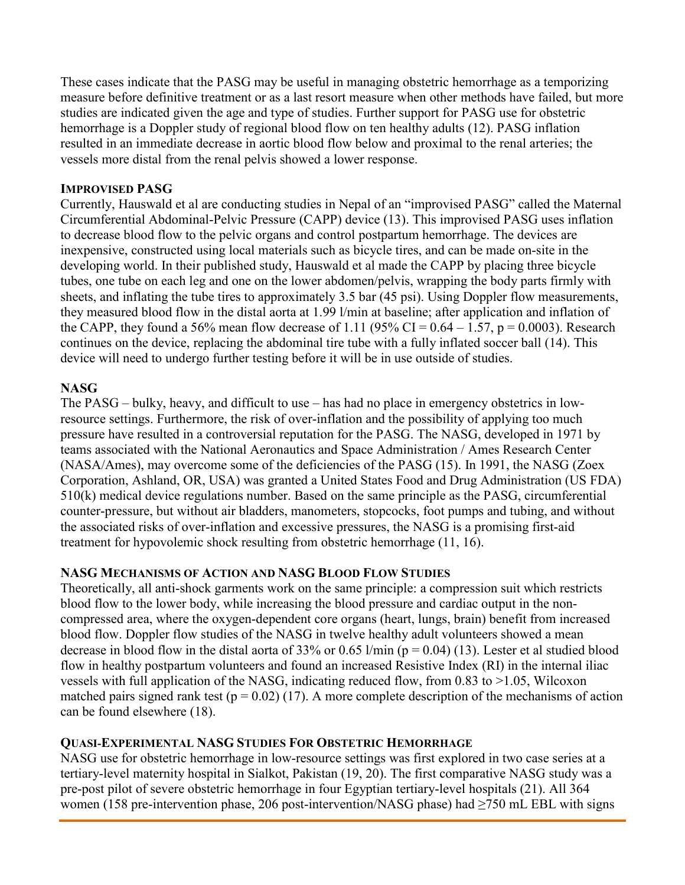These cases indicate that the PASG may be useful in managing obstetric hemorrhage as a temporizing measure before definitive treatment or as a last resort measure when other methods have failed, but more studies are indicated given the age and type of studies. Further support for PASG use for obstetric hemorrhage is a Doppler study of regional blood flow on ten healthy adults (12). PASG inflation resulted in an immediate decrease in aortic blood flow below and proximal to the renal arteries; the vessels more distal from the renal pelvis showed a lower response.

### Improvised PASG

Currently, Hauswald et al are conducting studies in Nepal of an "improvised PASG" called the Maternal Circumferential Abdominal-Pelvic Pressure (CAPP) device (13). This improvised PASG uses inflation to decrease blood flow to the pelvic organs and control postpartum hemorrhage. The devices are inexpensive, constructed using local materials such as bicycle tires, and can be made on-site in the developing world. In their published study, Hauswald et al made the CAPP by placing three bicycle tubes, one tube on each leg and one on the lower abdomen/pelvis, wrapping the body parts firmly with sheets, and inflating the tube tires to approximately 3.5 bar (45 psi). Using Doppler flow measurements, they measured blood flow in the distal aorta at 1.99 l/min at baseline; after application and inflation of the CAPP, they found a 56% mean flow decrease of 1.11 (95% CI = 0.64 – 1.57, $p = 0.0003$). Research continues on the device, replacing the abdominal tire tube with a fully inflated soccer ball (14). This device will need to undergo further testing before it will be in use outside of studies.

### NASG

The PASG – bulky, heavy, and difficult to use – has had no place in emergency obstetrics in low-resource settings. Furthermore, the risk of over-inflation and the possibility of applying too much pressure have resulted in a controversial reputation for the PASG. The NASG, developed in 1971 by teams associated with the National Aeronautics and Space Administration / Ames Research Center (NASA/Ames), may overcome some of the deficiencies of the PASG (15). In 1991, the NASG (Zoex Corporation, Ashland, OR, USA) was granted a United States Food and Drug Administration (US FDA) 510(k) medical device regulations number. Based on the same principle as the PASG, circumferential counter-pressure, but without air bladders, manometers, stopcocks, foot pumps and tubing, and without the associated risks of over-inflation and excessive pressures, the NASG is a promising first-aid treatment for hypovolemic shock resulting from obstetric hemorrhage (11, 16).

### NASG Mechanisms of Action and NASG Blood Flow Studies

Theoretically, all anti-shock garments work on the same principle: a compression suit which restricts blood flow to the lower body, while increasing the blood pressure and cardiac output in the non-compressed area, where the oxygen-dependent core organs (heart, lungs, brain) benefit from increased blood flow. Doppler flow studies of the NASG in twelve healthy adult volunteers showed a mean decrease in blood flow in the distal aorta of 33% or 0.65 l/min ($p = 0.04$) (13). Lester et al studied blood flow in healthy postpartum volunteers and found an increased Resistive Index (RI) in the internal iliac vessels with full application of the NASG, indicating reduced flow, from 0.83 to >1.05, Wilcoxon matched pairs signed rank test ($p = 0.02$) (17). A more complete description of the mechanisms of action can be found elsewhere (18).

### Quasi-Experimental NASG Studies For Obstetric Hemorrhage

NASG use for obstetric hemorrhage in low-resource settings was first explored in two case series at a tertiary-level maternity hospital in Sialkot, Pakistan (19, 20). The first comparative NASG study was a pre-post pilot of severe obstetric hemorrhage in four Egyptian tertiary-level hospitals (21). All 364 women (158 pre-intervention phase, 206 post-intervention/NASG phase) had ≥750 mL EBL with signs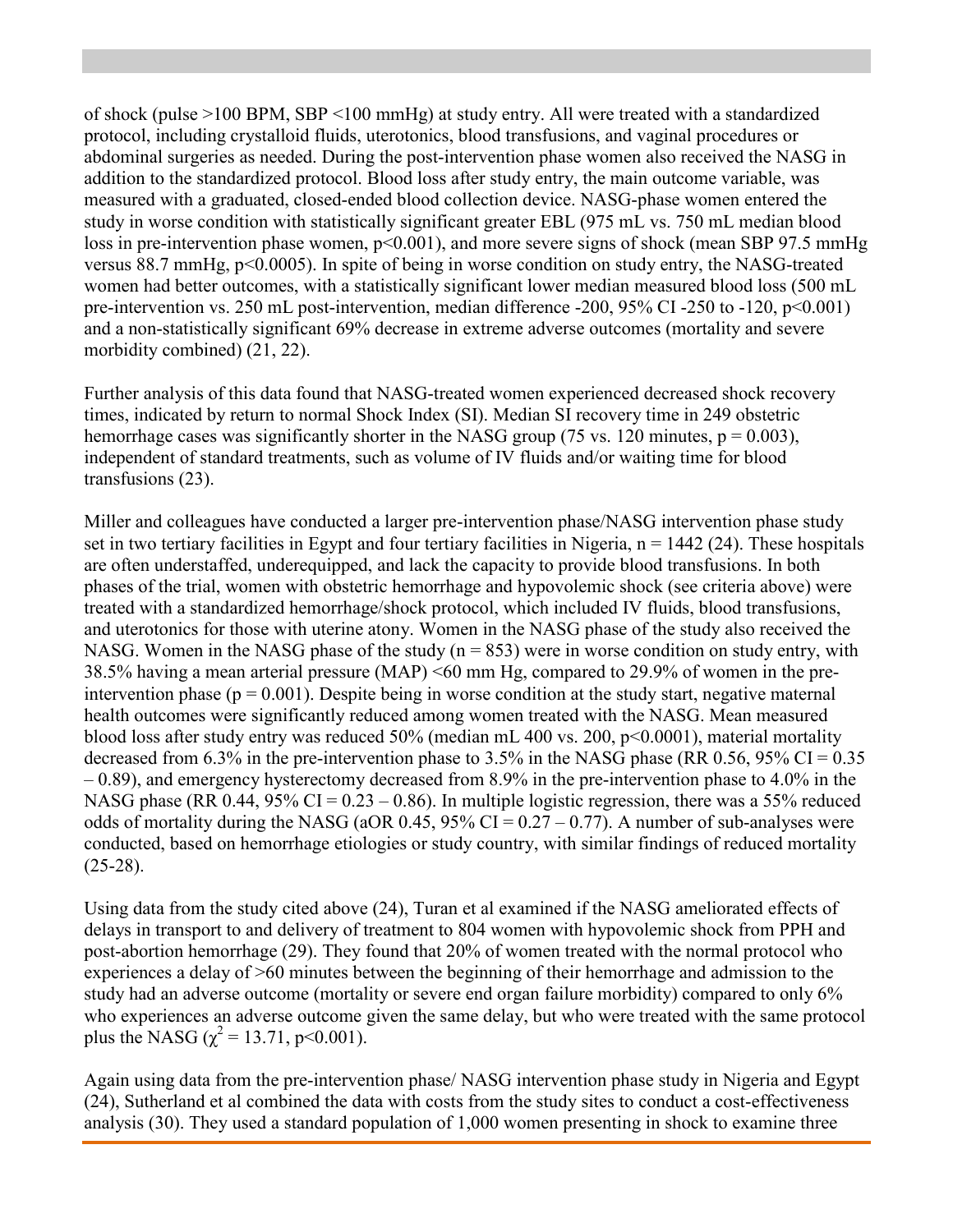of shock (pulse >100 BPM, SBP <100 mmHg) at study entry. All were treated with a standardized protocol, including crystalloid fluids, uterotonics, blood transfusions, and vaginal procedures or abdominal surgeries as needed. During the post-intervention phase women also received the NASG in addition to the standardized protocol. Blood loss after study entry, the main outcome variable, was measured with a graduated, closed-ended blood collection device. NASG-phase women entered the study in worse condition with statistically significant greater EBL (975 mL vs. 750 mL median blood loss in pre-intervention phase women, p<0.001), and more severe signs of shock (mean SBP 97.5 mmHg versus 88.7 mmHg, p<0.0005). In spite of being in worse condition on study entry, the NASG-treated women had better outcomes, with a statistically significant lower median measured blood loss (500 mL pre-intervention vs. 250 mL post-intervention, median difference -200, 95% CI -250 to -120, p<0.001) and a non-statistically significant 69% decrease in extreme adverse outcomes (mortality and severe morbidity combined) (21, 22).

Further analysis of this data found that NASG-treated women experienced decreased shock recovery times, indicated by return to normal Shock Index (SI). Median SI recovery time in 249 obstetric hemorrhage cases was significantly shorter in the NASG group (75 vs. 120 minutes, p = 0.003), independent of standard treatments, such as volume of IV fluids and/or waiting time for blood transfusions (23).

Miller and colleagues have conducted a larger pre-intervention phase/NASG intervention phase study set in two tertiary facilities in Egypt and four tertiary facilities in Nigeria, n = 1442 (24). These hospitals are often understaffed, underequipped, and lack the capacity to provide blood transfusions. In both phases of the trial, women with obstetric hemorrhage and hypovolemic shock (see criteria above) were treated with a standardized hemorrhage/shock protocol, which included IV fluids, blood transfusions, and uterotonics for those with uterine atony. Women in the NASG phase of the study also received the NASG. Women in the NASG phase of the study (n = 853) were in worse condition on study entry, with 38.5% having a mean arterial pressure (MAP) <60 mm Hg, compared to 29.9% of women in the pre-intervention phase (p = 0.001). Despite being in worse condition at the study start, negative maternal health outcomes were significantly reduced among women treated with the NASG. Mean measured blood loss after study entry was reduced 50% (median mL 400 vs. 200, p<0.0001), material mortality decreased from 6.3% in the pre-intervention phase to 3.5% in the NASG phase (RR 0.56, 95% CI = 0.35 – 0.89), and emergency hysterectomy decreased from 8.9% in the pre-intervention phase to 4.0% in the NASG phase (RR 0.44, 95% CI = 0.23 – 0.86). In multiple logistic regression, there was a 55% reduced odds of mortality during the NASG (aOR 0.45, 95% CI = 0.27 – 0.77). A number of sub-analyses were conducted, based on hemorrhage etiologies or study country, with similar findings of reduced mortality (25-28).

Using data from the study cited above (24), Turan et al examined if the NASG ameliorated effects of delays in transport to and delivery of treatment to 804 women with hypovolemic shock from PPH and post-abortion hemorrhage (29). They found that 20% of women treated with the normal protocol who experiences a delay of >60 minutes between the beginning of their hemorrhage and admission to the study had an adverse outcome (mortality or severe end organ failure morbidity) compared to only 6% who experiences an adverse outcome given the same delay, but who were treated with the same protocol plus the NASG ($\chi^2 = 13.71$, p<0.001).

Again using data from the pre-intervention phase/ NASG intervention phase study in Nigeria and Egypt (24), Sutherland et al combined the data with costs from the study sites to conduct a cost-effectiveness analysis (30). They used a standard population of 1,000 women presenting in shock to examine three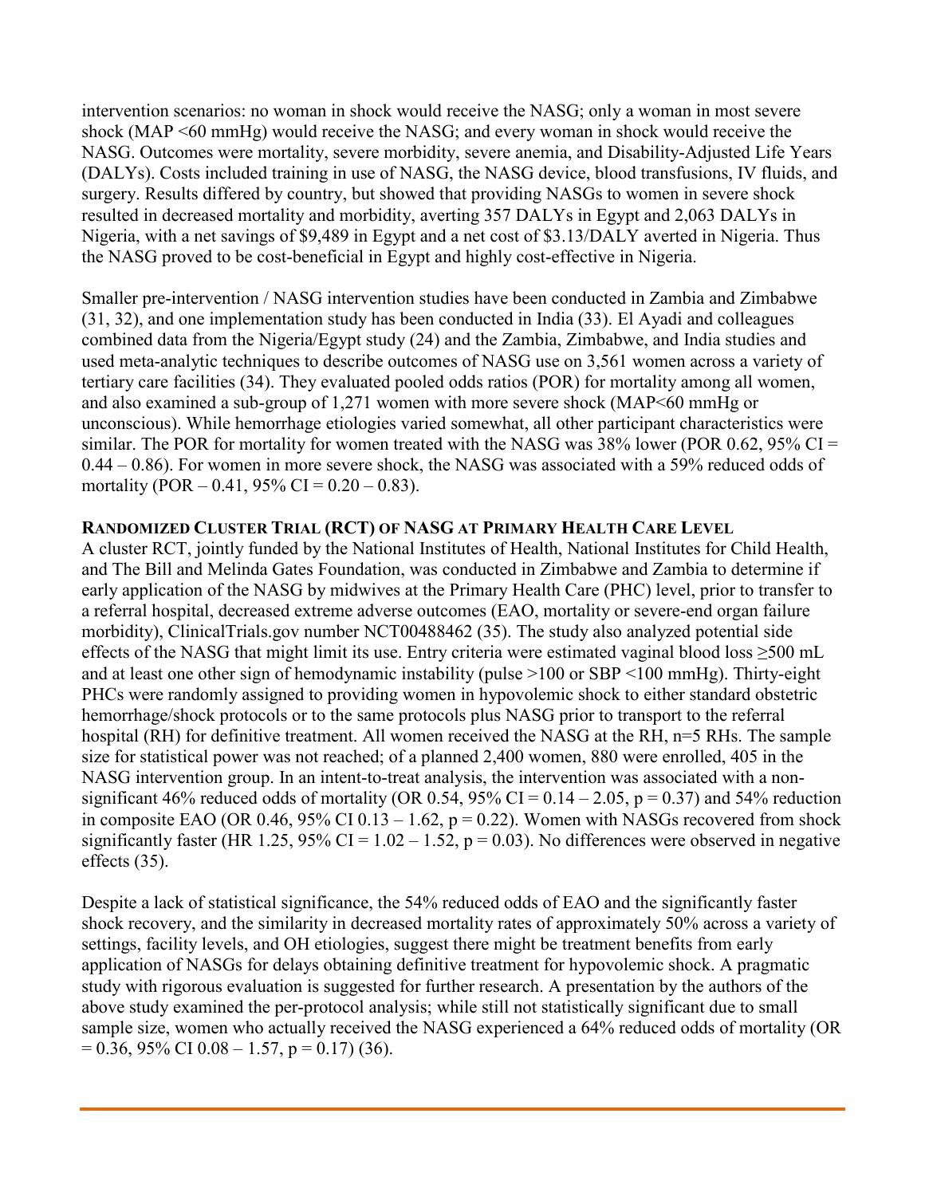intervention scenarios: no woman in shock would receive the NASG; only a woman in most severe shock (MAP <60 mmHg) would receive the NASG; and every woman in shock would receive the NASG. Outcomes were mortality, severe morbidity, severe anemia, and Disability-Adjusted Life Years (DALYs). Costs included training in use of NASG, the NASG device, blood transfusions, IV fluids, and surgery. Results differed by country, but showed that providing NASGs to women in severe shock resulted in decreased mortality and morbidity, averting 357 DALYs in Egypt and 2,063 DALYs in Nigeria, with a net savings of $9,489 in Egypt and a net cost of $3.13/DALY averted in Nigeria. Thus the NASG proved to be cost-beneficial in Egypt and highly cost-effective in Nigeria.

Smaller pre-intervention / NASG intervention studies have been conducted in Zambia and Zimbabwe (31, 32), and one implementation study has been conducted in India (33). El Ayadi and colleagues combined data from the Nigeria/Egypt study (24) and the Zambia, Zimbabwe, and India studies and used meta-analytic techniques to describe outcomes of NASG use on 3,561 women across a variety of tertiary care facilities (34). They evaluated pooled odds ratios (POR) for mortality among all women, and also examined a sub-group of 1,271 women with more severe shock (MAP<60 mmHg or unconscious). While hemorrhage etiologies varied somewhat, all other participant characteristics were similar. The POR for mortality for women treated with the NASG was 38% lower (POR 0.62, 95% CI = 0.44 – 0.86). For women in more severe shock, the NASG was associated with a 59% reduced odds of mortality (POR – 0.41, 95% CI = 0.20 – 0.83).

## Randomized Cluster Trial (RCT) of NASG at Primary Health Care Level

A cluster RCT, jointly funded by the National Institutes of Health, National Institutes for Child Health, and The Bill and Melinda Gates Foundation, was conducted in Zimbabwe and Zambia to determine if early application of the NASG by midwives at the Primary Health Care (PHC) level, prior to transfer to a referral hospital, decreased extreme adverse outcomes (EAO, mortality or severe-end organ failure morbidity), ClinicalTrials.gov number NCT00488462 (35). The study also analyzed potential side effects of the NASG that might limit its use. Entry criteria were estimated vaginal blood loss ≥500 mL and at least one other sign of hemodynamic instability (pulse >100 or SBP <100 mmHg). Thirty-eight PHCs were randomly assigned to providing women in hypovolemic shock to either standard obstetric hemorrhage/shock protocols or to the same protocols plus NASG prior to transport to the referral hospital (RH) for definitive treatment. All women received the NASG at the RH, n=5 RHs. The sample size for statistical power was not reached; of a planned 2,400 women, 880 were enrolled, 405 in the NASG intervention group. In an intent-to-treat analysis, the intervention was associated with a non-significant 46% reduced odds of mortality (OR 0.54, 95% CI = 0.14 – 2.05, $p = 0.37$) and 54% reduction in composite EAO (OR 0.46, 95% CI 0.13 – 1.62, $p = 0.22$). Women with NASGs recovered from shock significantly faster (HR 1.25, 95% CI = 1.02 – 1.52, $p = 0.03$). No differences were observed in negative effects (35).

Despite a lack of statistical significance, the 54% reduced odds of EAO and the significantly faster shock recovery, and the similarity in decreased mortality rates of approximately 50% across a variety of settings, facility levels, and OH etiologies, suggest there might be treatment benefits from early application of NASGs for delays obtaining definitive treatment for hypovolemic shock. A pragmatic study with rigorous evaluation is suggested for further research. A presentation by the authors of the above study examined the per-protocol analysis; while still not statistically significant due to small sample size, women who actually received the NASG experienced a 64% reduced odds of mortality (OR = 0.36, 95% CI 0.08 – 1.57, $p = 0.17$) (36).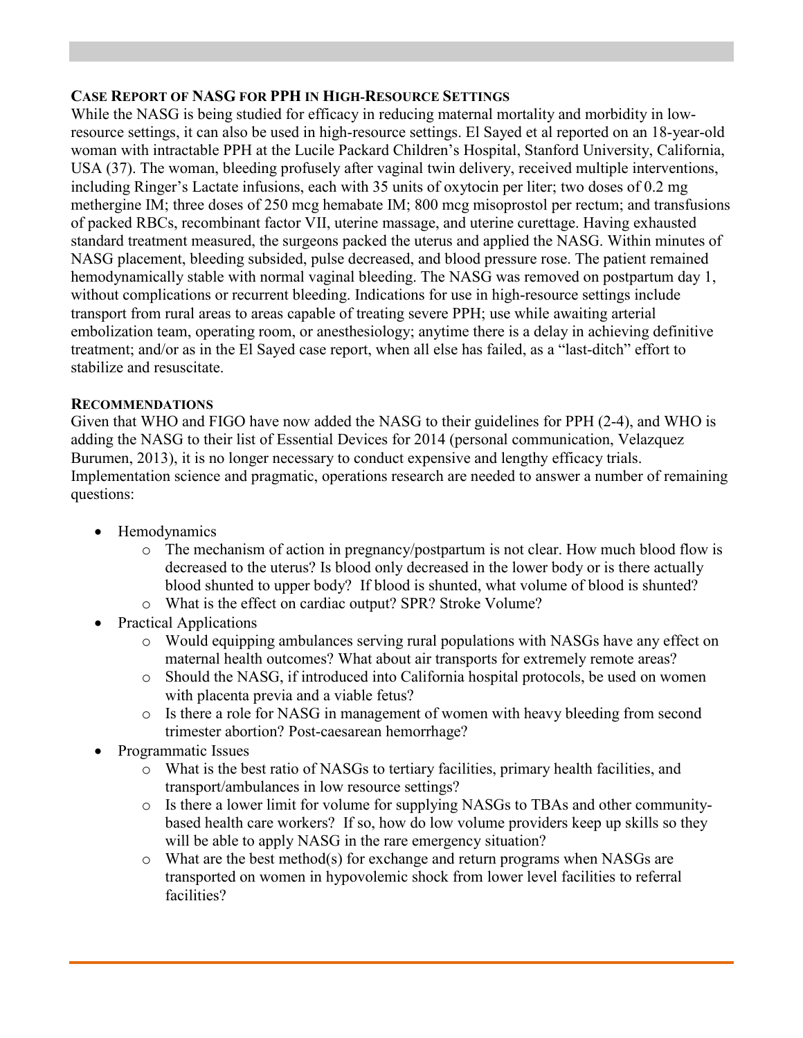## Case Report of NASG for PPH in High-Resource Settings

While the NASG is being studied for efficacy in reducing maternal mortality and morbidity in low-resource settings, it can also be used in high-resource settings. El Sayed et al reported on an 18-year-old woman with intractable PPH at the Lucile Packard Children's Hospital, Stanford University, California, USA (37). The woman, bleeding profusely after vaginal twin delivery, received multiple interventions, including Ringer's Lactate infusions, each with 35 units of oxytocin per liter; two doses of 0.2 mg methergine IM; three doses of 250 mcg hemabate IM; 800 mcg misoprostol per rectum; and transfusions of packed RBCs, recombinant factor VII, uterine massage, and uterine curettage. Having exhausted standard treatment measured, the surgeons packed the uterus and applied the NASG. Within minutes of NASG placement, bleeding subsided, pulse decreased, and blood pressure rose. The patient remained hemodynamically stable with normal vaginal bleeding. The NASG was removed on postpartum day 1, without complications or recurrent bleeding. Indications for use in high-resource settings include transport from rural areas to areas capable of treating severe PPH; use while awaiting arterial embolization team, operating room, or anesthesiology; anytime there is a delay in achieving definitive treatment; and/or as in the El Sayed case report, when all else has failed, as a "last-ditch" effort to stabilize and resuscitate.

## Recommendations

Given that WHO and FIGO have now added the NASG to their guidelines for PPH (2-4), and WHO is adding the NASG to their list of Essential Devices for 2014 (personal communication, Velazquez Burumen, 2013), it is no longer necessary to conduct expensive and lengthy efficacy trials. Implementation science and pragmatic, operations research are needed to answer a number of remaining questions:

- Hemodynamics
  - The mechanism of action in pregnancy/postpartum is not clear. How much blood flow is decreased to the uterus? Is blood only decreased in the lower body or is there actually blood shunted to upper body? If blood is shunted, what volume of blood is shunted?
  - What is the effect on cardiac output? SPR? Stroke Volume?
- Practical Applications
  - Would equipping ambulances serving rural populations with NASGs have any effect on maternal health outcomes? What about air transports for extremely remote areas?
  - Should the NASG, if introduced into California hospital protocols, be used on women with placenta previa and a viable fetus?
  - Is there a role for NASG in management of women with heavy bleeding from second trimester abortion? Post-caesarean hemorrhage?
- Programmatic Issues
  - What is the best ratio of NASGs to tertiary facilities, primary health facilities, and transport/ambulances in low resource settings?
  - Is there a lower limit for volume for supplying NASGs to TBAs and other community-based health care workers? If so, how do low volume providers keep up skills so they will be able to apply NASG in the rare emergency situation?
  - What are the best method(s) for exchange and return programs when NASGs are transported on women in hypovolemic shock from lower level facilities to referral facilities?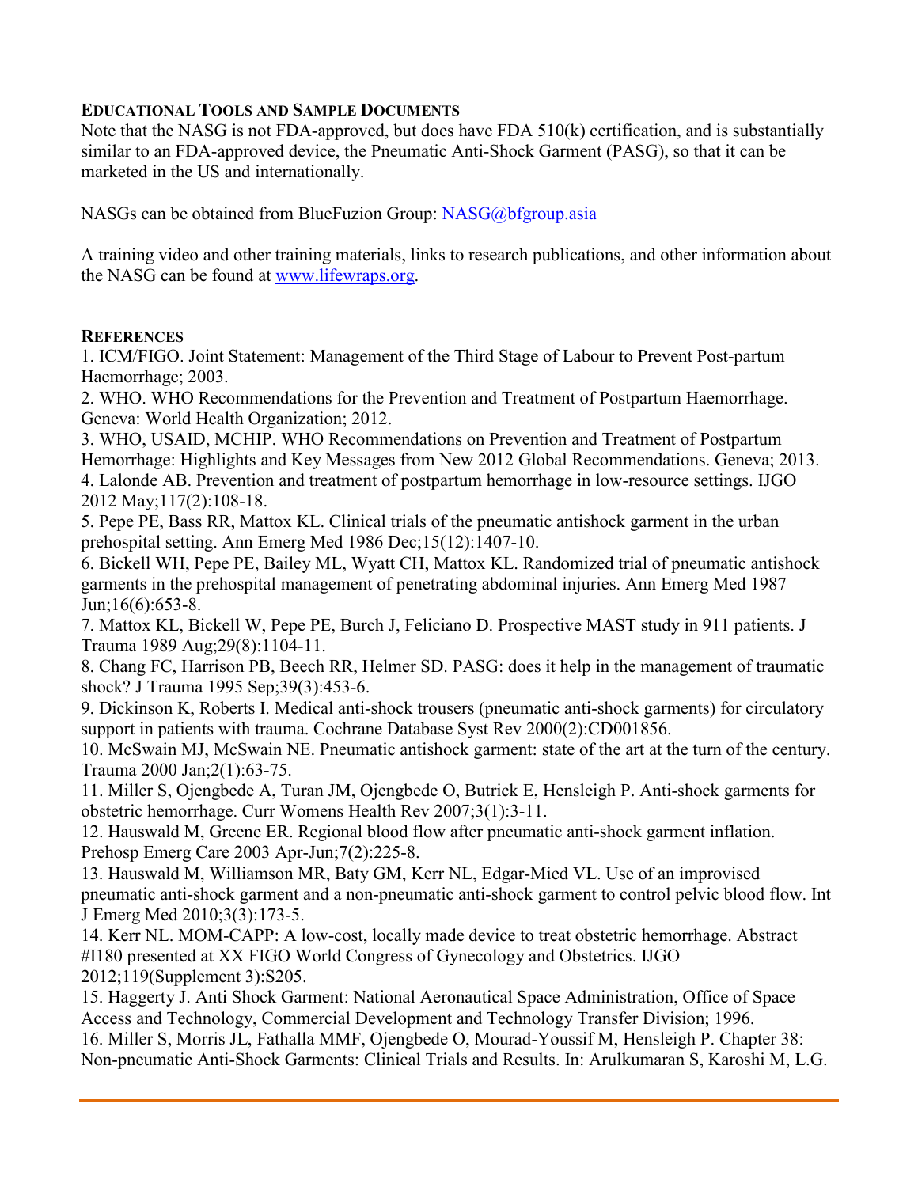## Educational Tools and Sample Documents

Note that the NASG is not FDA-approved, but does have FDA 510(k) certification, and is substantially similar to an FDA-approved device, the Pneumatic Anti-Shock Garment (PASG), so that it can be marketed in the US and internationally.

NASGs can be obtained from BlueFuzion Group: NASG@bfgroup.asia

A training video and other training materials, links to research publications, and other information about the NASG can be found at www.lifewraps.org.

## References

1. ICM/FIGO. Joint Statement: Management of the Third Stage of Labour to Prevent Post-partum Haemorrhage; 2003.
2. WHO. WHO Recommendations for the Prevention and Treatment of Postpartum Haemorrhage. Geneva: World Health Organization; 2012.
3. WHO, USAID, MCHIP. WHO Recommendations on Prevention and Treatment of Postpartum Hemorrhage: Highlights and Key Messages from New 2012 Global Recommendations. Geneva; 2013.
4. Lalonde AB. Prevention and treatment of postpartum hemorrhage in low-resource settings. IJGO 2012 May;117(2):108-18.
5. Pepe PE, Bass RR, Mattox KL. Clinical trials of the pneumatic antishock garment in the urban prehospital setting. Ann Emerg Med 1986 Dec;15(12):1407-10.
6. Bickell WH, Pepe PE, Bailey ML, Wyatt CH, Mattox KL. Randomized trial of pneumatic antishock garments in the prehospital management of penetrating abdominal injuries. Ann Emerg Med 1987 Jun;16(6):653-8.
7. Mattox KL, Bickell W, Pepe PE, Burch J, Feliciano D. Prospective MAST study in 911 patients. J Trauma 1989 Aug;29(8):1104-11.
8. Chang FC, Harrison PB, Beech RR, Helmer SD. PASG: does it help in the management of traumatic shock? J Trauma 1995 Sep;39(3):453-6.
9. Dickinson K, Roberts I. Medical anti-shock trousers (pneumatic anti-shock garments) for circulatory support in patients with trauma. Cochrane Database Syst Rev 2000(2):CD001856.
10. McSwain MJ, McSwain NE. Pneumatic antishock garment: state of the art at the turn of the century. Trauma 2000 Jan;2(1):63-75.
11. Miller S, Ojengbede A, Turan JM, Ojengbede O, Butrick E, Hensleigh P. Anti-shock garments for obstetric hemorrhage. Curr Womens Health Rev 2007;3(1):3-11.
12. Hauswald M, Greene ER. Regional blood flow after pneumatic anti-shock garment inflation. Prehosp Emerg Care 2003 Apr-Jun;7(2):225-8.
13. Hauswald M, Williamson MR, Baty GM, Kerr NL, Edgar-Mied VL. Use of an improvised pneumatic anti-shock garment and a non-pneumatic anti-shock garment to control pelvic blood flow. Int J Emerg Med 2010;3(3):173-5.
14. Kerr NL. MOM-CAPP: A low-cost, locally made device to treat obstetric hemorrhage. Abstract #I180 presented at XX FIGO World Congress of Gynecology and Obstetrics. IJGO 2012;119(Supplement 3):S205.
15. Haggerty J. Anti Shock Garment: National Aeronautical Space Administration, Office of Space Access and Technology, Commercial Development and Technology Transfer Division; 1996.
16. Miller S, Morris JL, Fathalla MMF, Ojengbede O, Mourad-Youssif M, Hensleigh P. Chapter 38: Non-pneumatic Anti-Shock Garments: Clinical Trials and Results. In: Arulkumaran S, Karoshi M, L.G.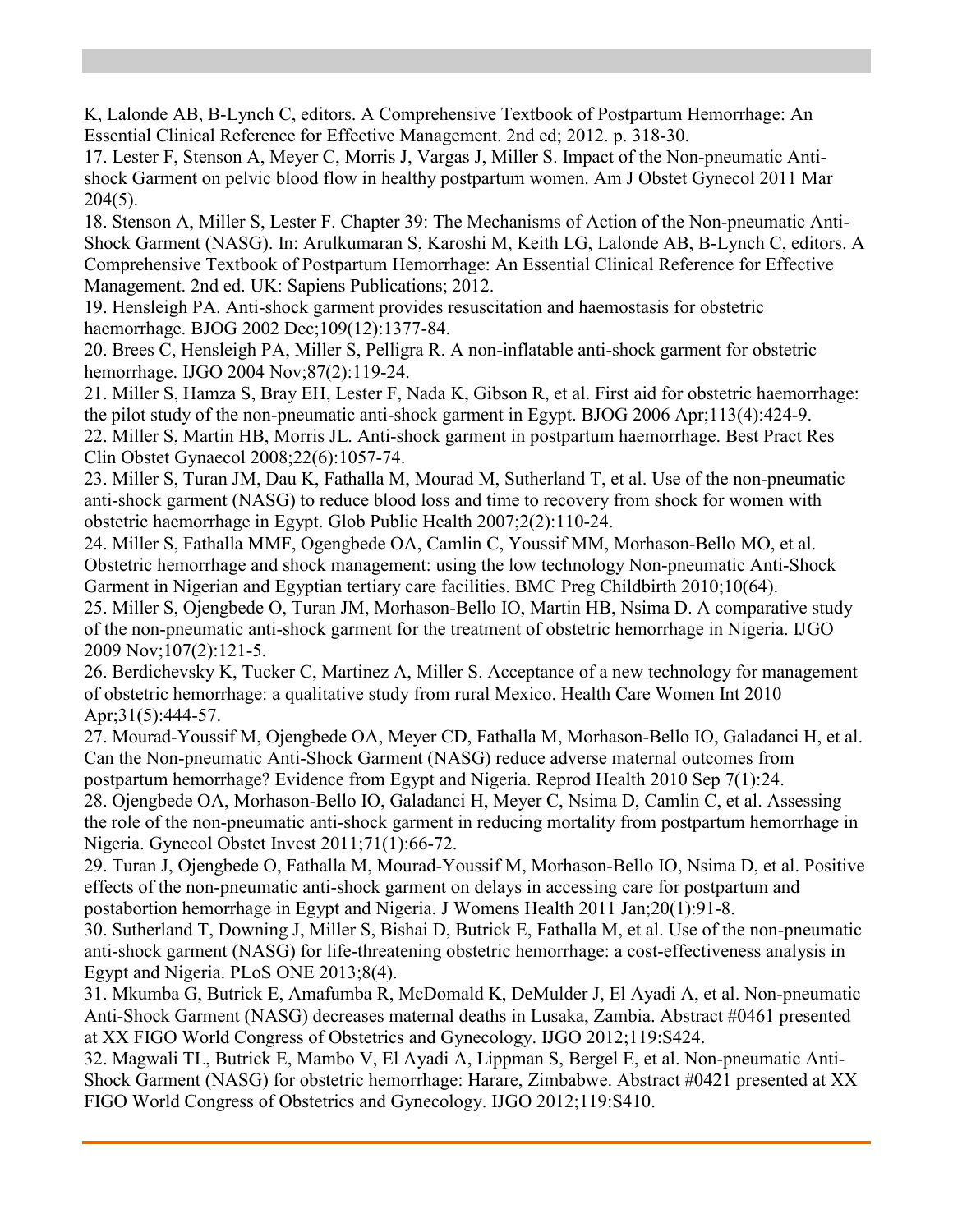K, Lalonde AB, B-Lynch C, editors. A Comprehensive Textbook of Postpartum Hemorrhage: An Essential Clinical Reference for Effective Management. 2nd ed; 2012. p. 318-30.

17. Lester F, Stenson A, Meyer C, Morris J, Vargas J, Miller S. Impact of the Non-pneumatic Anti-shock Garment on pelvic blood flow in healthy postpartum women. Am J Obstet Gynecol 2011 Mar 204(5).

18. Stenson A, Miller S, Lester F. Chapter 39: The Mechanisms of Action of the Non-pneumatic Anti-Shock Garment (NASG). In: Arulkumaran S, Karoshi M, Keith LG, Lalonde AB, B-Lynch C, editors. A Comprehensive Textbook of Postpartum Hemorrhage: An Essential Clinical Reference for Effective Management. 2nd ed. UK: Sapiens Publications; 2012.

19. Hensleigh PA. Anti-shock garment provides resuscitation and haemostasis for obstetric haemorrhage. BJOG 2002 Dec;109(12):1377-84.

20. Brees C, Hensleigh PA, Miller S, Pelligra R. A non-inflatable anti-shock garment for obstetric hemorrhage. IJGO 2004 Nov;87(2):119-24.

21. Miller S, Hamza S, Bray EH, Lester F, Nada K, Gibson R, et al. First aid for obstetric haemorrhage: the pilot study of the non-pneumatic anti-shock garment in Egypt. BJOG 2006 Apr;113(4):424-9.

22. Miller S, Martin HB, Morris JL. Anti-shock garment in postpartum haemorrhage. Best Pract Res Clin Obstet Gynaecol 2008;22(6):1057-74.

23. Miller S, Turan JM, Dau K, Fathalla M, Mourad M, Sutherland T, et al. Use of the non-pneumatic anti-shock garment (NASG) to reduce blood loss and time to recovery from shock for women with obstetric haemorrhage in Egypt. Glob Public Health 2007;2(2):110-24.

24. Miller S, Fathalla MMF, Ogengbede OA, Camlin C, Youssif MM, Morhason-Bello MO, et al. Obstetric hemorrhage and shock management: using the low technology Non-pneumatic Anti-Shock Garment in Nigerian and Egyptian tertiary care facilities. BMC Preg Childbirth 2010;10(64).

25. Miller S, Ojengbede O, Turan JM, Morhason-Bello IO, Martin HB, Nsima D. A comparative study of the non-pneumatic anti-shock garment for the treatment of obstetric hemorrhage in Nigeria. IJGO 2009 Nov;107(2):121-5.

26. Berdichevsky K, Tucker C, Martinez A, Miller S. Acceptance of a new technology for management of obstetric hemorrhage: a qualitative study from rural Mexico. Health Care Women Int 2010 Apr;31(5):444-57.

27. Mourad-Youssif M, Ojengbede OA, Meyer CD, Fathalla M, Morhason-Bello IO, Galadanci H, et al. Can the Non-pneumatic Anti-Shock Garment (NASG) reduce adverse maternal outcomes from postpartum hemorrhage? Evidence from Egypt and Nigeria. Reprod Health 2010 Sep 7(1):24.

28. Ojengbede OA, Morhason-Bello IO, Galadanci H, Meyer C, Nsima D, Camlin C, et al. Assessing the role of the non-pneumatic anti-shock garment in reducing mortality from postpartum hemorrhage in Nigeria. Gynecol Obstet Invest 2011;71(1):66-72.

29. Turan J, Ojengbede O, Fathalla M, Mourad-Youssif M, Morhason-Bello IO, Nsima D, et al. Positive effects of the non-pneumatic anti-shock garment on delays in accessing care for postpartum and postabortion hemorrhage in Egypt and Nigeria. J Womens Health 2011 Jan;20(1):91-8.

30. Sutherland T, Downing J, Miller S, Bishai D, Butrick E, Fathalla M, et al. Use of the non-pneumatic anti-shock garment (NASG) for life-threatening obstetric hemorrhage: a cost-effectiveness analysis in Egypt and Nigeria. PLoS ONE 2013;8(4).

31. Mkumba G, Butrick E, Amafumba R, McDomald K, DeMulder J, El Ayadi A, et al. Non-pneumatic Anti-Shock Garment (NASG) decreases maternal deaths in Lusaka, Zambia. Abstract #0461 presented at XX FIGO World Congress of Obstetrics and Gynecology. IJGO 2012;119:S424.

32. Magwali TL, Butrick E, Mambo V, El Ayadi A, Lippman S, Bergel E, et al. Non-pneumatic Anti-Shock Garment (NASG) for obstetric hemorrhage: Harare, Zimbabwe. Abstract #0421 presented at XX FIGO World Congress of Obstetrics and Gynecology. IJGO 2012;119:S410.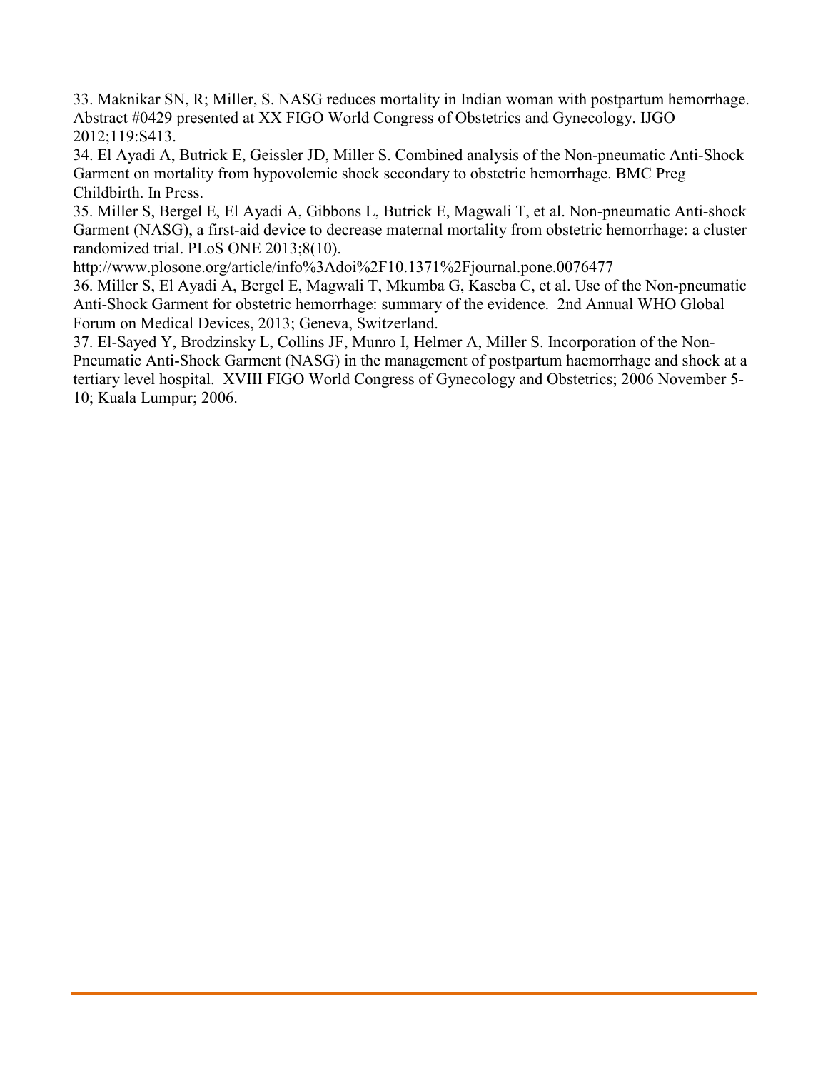33. Maknikar SN, R; Miller, S. NASG reduces mortality in Indian woman with postpartum hemorrhage. Abstract #0429 presented at XX FIGO World Congress of Obstetrics and Gynecology. IJGO 2012;119:S413.

34. El Ayadi A, Butrick E, Geissler JD, Miller S. Combined analysis of the Non-pneumatic Anti-Shock Garment on mortality from hypovolemic shock secondary to obstetric hemorrhage. BMC Preg Childbirth. In Press.

35. Miller S, Bergel E, El Ayadi A, Gibbons L, Butrick E, Magwali T, et al. Non-pneumatic Anti-shock Garment (NASG), a first-aid device to decrease maternal mortality from obstetric hemorrhage: a cluster randomized trial. PLoS ONE 2013;8(10). http://www.plosone.org/article/info%3Adoi%2F10.1371%2Fjournal.pone.0076477

36. Miller S, El Ayadi A, Bergel E, Magwali T, Mkumba G, Kaseba C, et al. Use of the Non-pneumatic Anti-Shock Garment for obstetric hemorrhage: summary of the evidence. 2nd Annual WHO Global Forum on Medical Devices, 2013; Geneva, Switzerland.

37. El-Sayed Y, Brodzinsky L, Collins JF, Munro I, Helmer A, Miller S. Incorporation of the Non-Pneumatic Anti-Shock Garment (NASG) in the management of postpartum haemorrhage and shock at a tertiary level hospital. XVIII FIGO World Congress of Gynecology and Obstetrics; 2006 November 5-10; Kuala Lumpur; 2006.